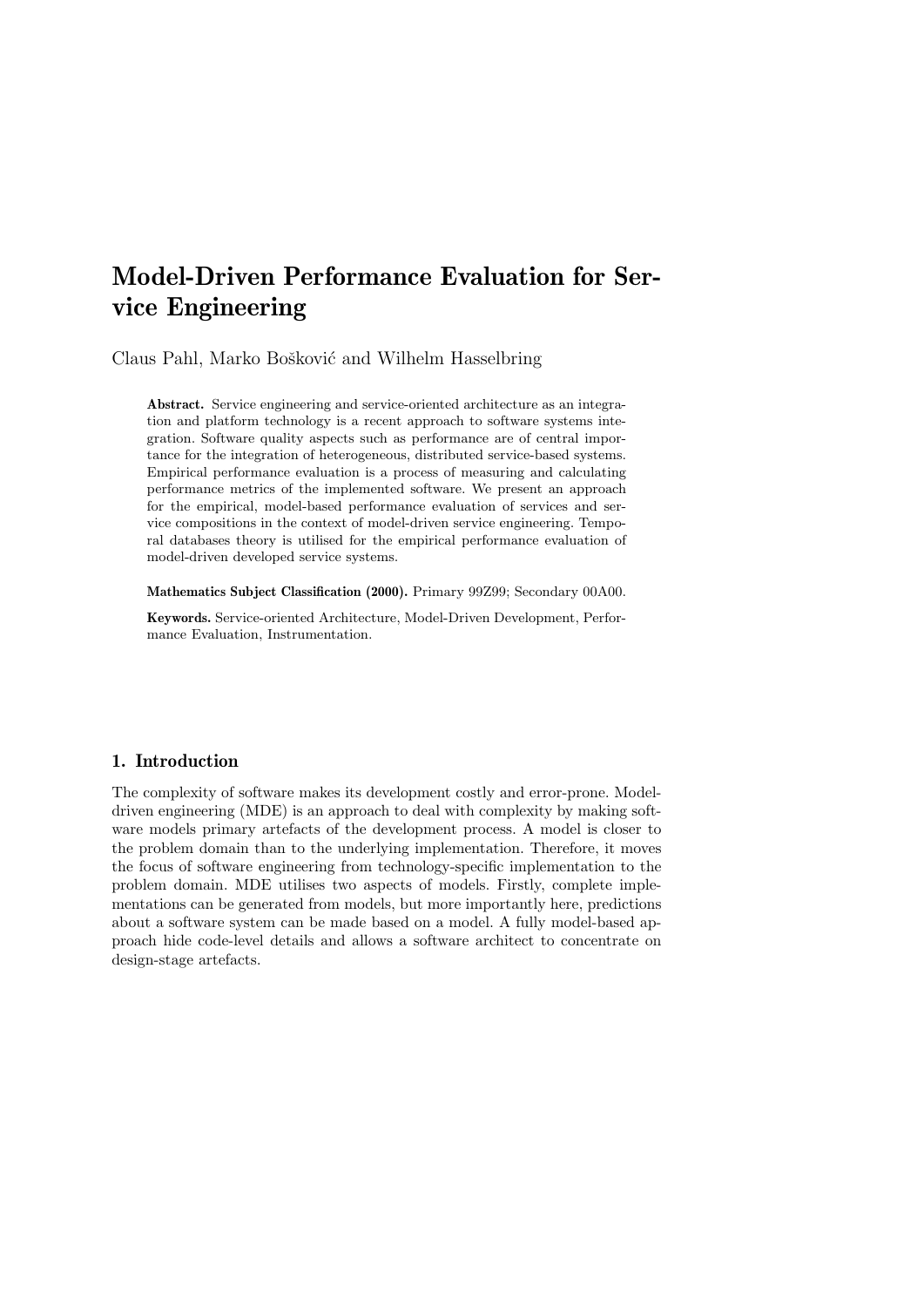# Model-Driven Performance Evaluation for Service Engineering

Claus Pahl, Marko Bošković and Wilhelm Hasselbring

**Abstract.** Service engineering and service-oriented architecture as an integration and platform technology is a recent approach to software systems integration. Software quality aspects such as performance are of central importance for the integration of heterogeneous, distributed service-based systems. Empirical performance evaluation is a process of measuring and calculating performance metrics of the implemented software. We present an approach for the empirical, model-based performance evaluation of services and service compositions in the context of model-driven service engineering. Temporal databases theory is utilised for the empirical performance evaluation of model-driven developed service systems.

**Mathematics Subject Classification (2000).** Primary 99Z99; Secondary 00A00.

**Keywords.** Service-oriented Architecture, Model-Driven Development, Performance Evaluation, Instrumentation.

## 1. Introduction

The complexity of software makes its development costly and error-prone. Model-driven engineering (MDE) is an approach to deal with complexity by making software models primary artefacts of the development process. A model is closer to the problem domain than to the underlying implementation. Therefore, it moves the focus of software engineering from technology-specific implementation to the problem domain. MDE utilises two aspects of models. Firstly, complete implementations can be generated from models, but more importantly here, predictions about a software system can be made based on a model. A fully model-based approach hide code-level details and allows a software architect to concentrate on design-stage artefacts.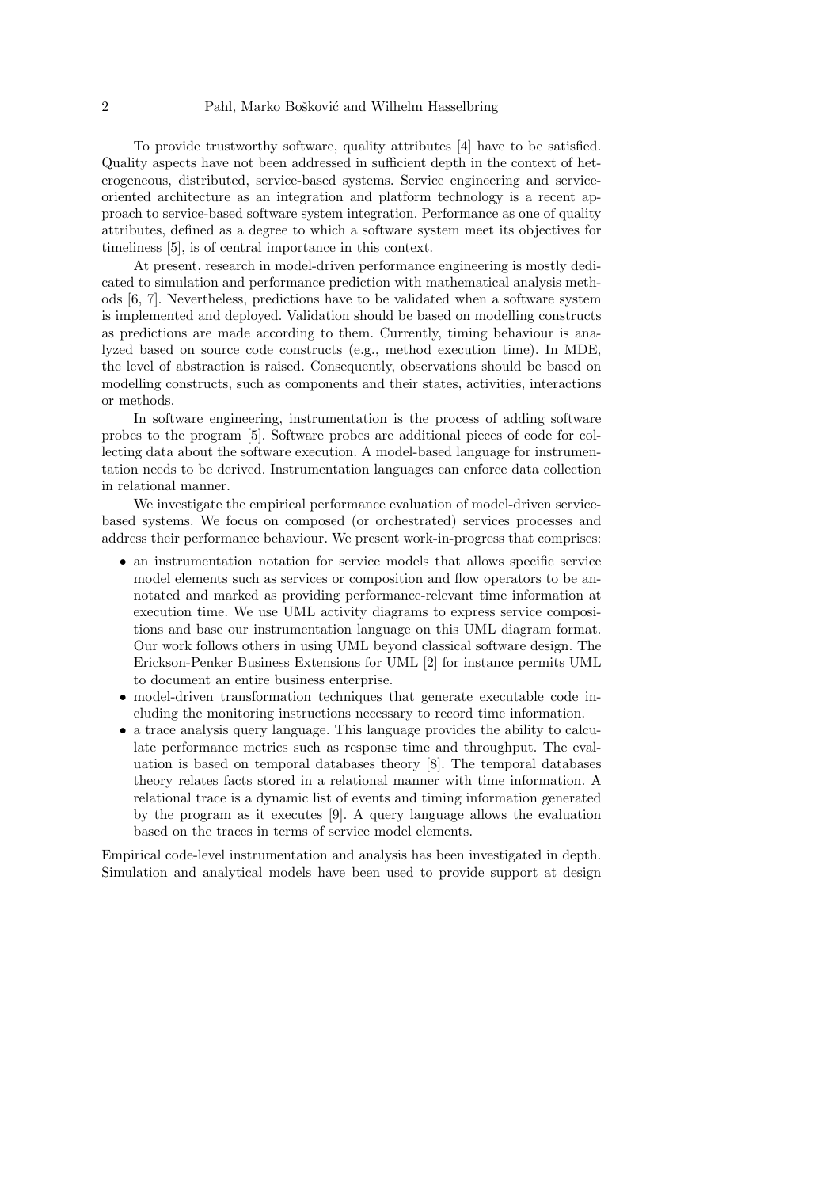To provide trustworthy software, quality attributes [4] have to be satisfied. Quality aspects have not been addressed in sufficient depth in the context of heterogeneous, distributed, service-based systems. Service engineering and service-oriented architecture as an integration and platform technology is a recent approach to service-based software system integration. Performance as one of quality attributes, defined as a degree to which a software system meet its objectives for timeliness [5], is of central importance in this context.

At present, research in model-driven performance engineering is mostly dedicated to simulation and performance prediction with mathematical analysis methods [6, 7]. Nevertheless, predictions have to be validated when a software system is implemented and deployed. Validation should be based on modelling constructs as predictions are made according to them. Currently, timing behaviour is analyzed based on source code constructs (e.g., method execution time). In MDE, the level of abstraction is raised. Consequently, observations should be based on modelling constructs, such as components and their states, activities, interactions or methods.

In software engineering, instrumentation is the process of adding software probes to the program [5]. Software probes are additional pieces of code for collecting data about the software execution. A model-based language for instrumentation needs to be derived. Instrumentation languages can enforce data collection in relational manner.

We investigate the empirical performance evaluation of model-driven service-based systems. We focus on composed (or orchestrated) services processes and address their performance behaviour. We present work-in-progress that comprises:

- an instrumentation notation for service models that allows specific service model elements such as services or composition and flow operators to be annotated and marked as providing performance-relevant time information at execution time. We use UML activity diagrams to express service compositions and base our instrumentation language on this UML diagram format. Our work follows others in using UML beyond classical software design. The Erickson-Penker Business Extensions for UML [2] for instance permits UML to document an entire business enterprise.
- model-driven transformation techniques that generate executable code including the monitoring instructions necessary to record time information.
- a trace analysis query language. This language provides the ability to calculate performance metrics such as response time and throughput. The evaluation is based on temporal databases theory [8]. The temporal databases theory relates facts stored in a relational manner with time information. A relational trace is a dynamic list of events and timing information generated by the program as it executes [9]. A query language allows the evaluation based on the traces in terms of service model elements.

Empirical code-level instrumentation and analysis has been investigated in depth. Simulation and analytical models have been used to provide support at design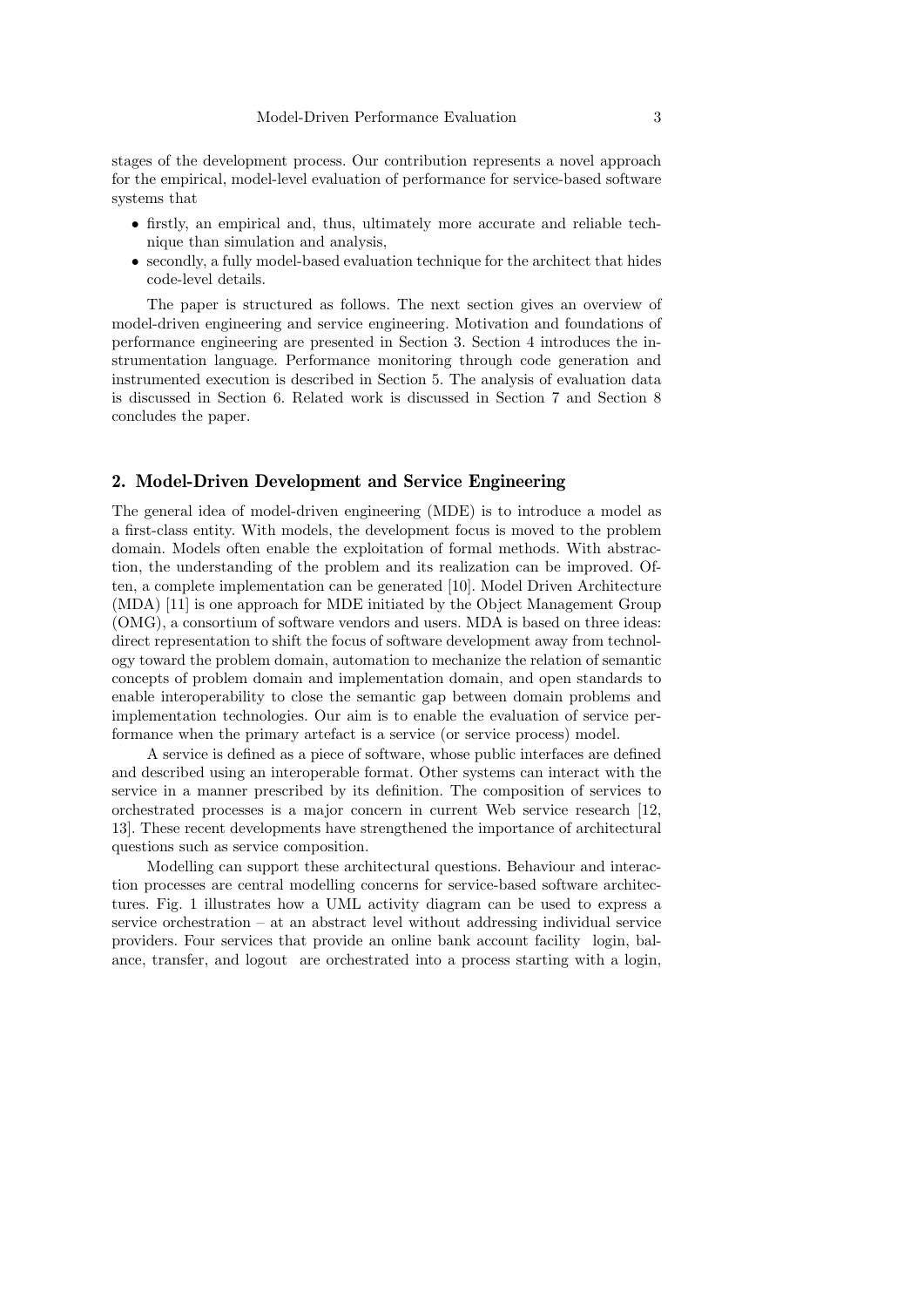stages of the development process. Our contribution represents a novel approach for the empirical, model-level evaluation of performance for service-based software systems that

- firstly, an empirical and, thus, ultimately more accurate and reliable technique than simulation and analysis,
- secondly, a fully model-based evaluation technique for the architect that hides code-level details.

The paper is structured as follows. The next section gives an overview of model-driven engineering and service engineering. Motivation and foundations of performance engineering are presented in Section 3. Section 4 introduces the instrumentation language. Performance monitoring through code generation and instrumented execution is described in Section 5. The analysis of evaluation data is discussed in Section 6. Related work is discussed in Section 7 and Section 8 concludes the paper.

## 2. Model-Driven Development and Service Engineering

The general idea of model-driven engineering (MDE) is to introduce a model as a first-class entity. With models, the development focus is moved to the problem domain. Models often enable the exploitation of formal methods. With abstraction, the understanding of the problem and its realization can be improved. Often, a complete implementation can be generated [10]. Model Driven Architecture (MDA) [11] is one approach for MDE initiated by the Object Management Group (OMG), a consortium of software vendors and users. MDA is based on three ideas: direct representation to shift the focus of software development away from technology toward the problem domain, automation to mechanize the relation of semantic concepts of problem domain and implementation domain, and open standards to enable interoperability to close the semantic gap between domain problems and implementation technologies. Our aim is to enable the evaluation of service performance when the primary artefact is a service (or service process) model.

A service is defined as a piece of software, whose public interfaces are defined and described using an interoperable format. Other systems can interact with the service in a manner prescribed by its definition. The composition of services to orchestrated processes is a major concern in current Web service research [12, 13]. These recent developments have strengthened the importance of architectural questions such as service composition.

Modelling can support these architectural questions. Behaviour and interaction processes are central modelling concerns for service-based software architectures. Fig. 1 illustrates how a UML activity diagram can be used to express a service orchestration – at an abstract level without addressing individual service providers. Four services that provide an online bank account facility login, balance, transfer, and logout are orchestrated into a process starting with a login,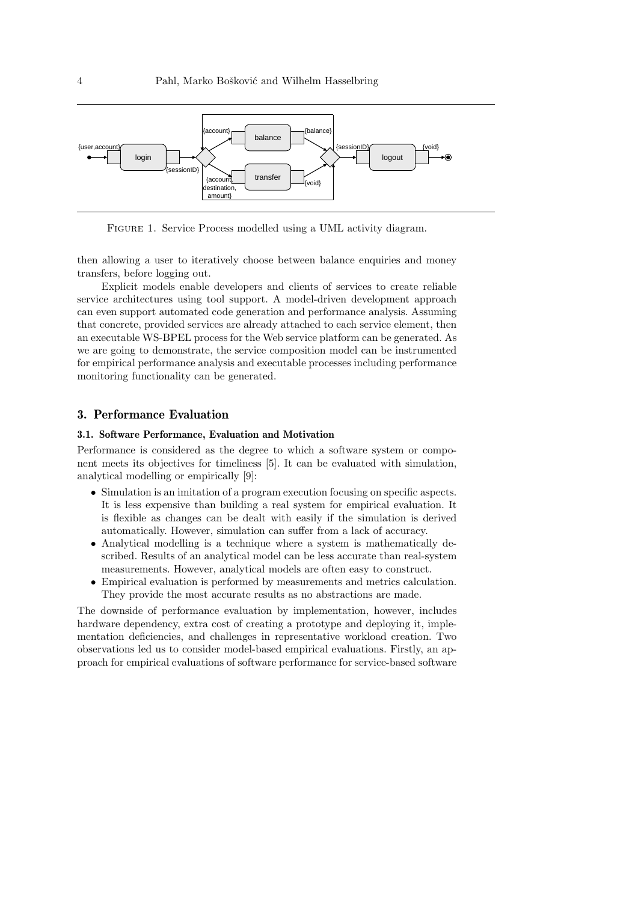{user,account}

login

{sessionID}

{account}

balance

{balance}

transfer

{account destination, amount}

{void}

{sessionID}

logout

{void}

FIGURE 1. Service Process modelled using a UML activity diagram.

then allowing a user to iteratively choose between balance enquiries and money transfers, before logging out.

Explicit models enable developers and clients of services to create reliable service architectures using tool support. A model-driven development approach can even support automated code generation and performance analysis. Assuming that concrete, provided services are already attached to each service element, then an executable WS-BPEL process for the Web service platform can be generated. As we are going to demonstrate, the service composition model can be instrumented for empirical performance analysis and executable processes including performance monitoring functionality can be generated.

## 3. Performance Evaluation

### 3.1. Software Performance, Evaluation and Motivation

Performance is considered as the degree to which a software system or component meets its objectives for timeliness [5]. It can be evaluated with simulation, analytical modelling or empirically [9]:

- Simulation is an imitation of a program execution focusing on specific aspects. It is less expensive than building a real system for empirical evaluation. It is flexible as changes can be dealt with easily if the simulation is derived automatically. However, simulation can suffer from a lack of accuracy.
- Analytical modelling is a technique where a system is mathematically described. Results of an analytical model can be less accurate than real-system measurements. However, analytical models are often easy to construct.
- Empirical evaluation is performed by measurements and metrics calculation. They provide the most accurate results as no abstractions are made.

The downside of performance evaluation by implementation, however, includes hardware dependency, extra cost of creating a prototype and deploying it, implementation deficiencies, and challenges in representative workload creation. Two observations led us to consider model-based empirical evaluations. Firstly, an approach for empirical evaluations of software performance for service-based software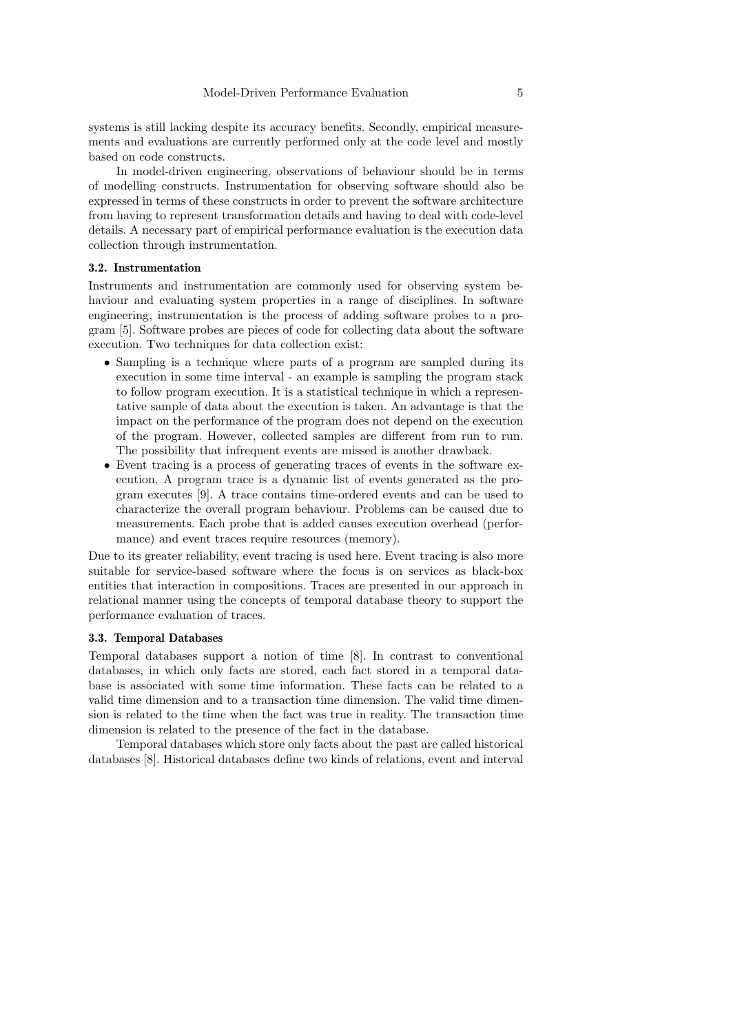systems is still lacking despite its accuracy benefits. Secondly, empirical measurements and evaluations are currently performed only at the code level and mostly based on code constructs.

In model-driven engineering, observations of behaviour should be in terms of modelling constructs. Instrumentation for observing software should also be expressed in terms of these constructs in order to prevent the software architecture from having to represent transformation details and having to deal with code-level details. A necessary part of empirical performance evaluation is the execution data collection through instrumentation.

### 3.2. Instrumentation

Instruments and instrumentation are commonly used for observing system behaviour and evaluating system properties in a range of disciplines. In software engineering, instrumentation is the process of adding software probes to a program [5]. Software probes are pieces of code for collecting data about the software execution. Two techniques for data collection exist:

- Sampling is a technique where parts of a program are sampled during its execution in some time interval - an example is sampling the program stack to follow program execution. It is a statistical technique in which a representative sample of data about the execution is taken. An advantage is that the impact on the performance of the program does not depend on the execution of the program. However, collected samples are different from run to run. The possibility that infrequent events are missed is another drawback.
- Event tracing is a process of generating traces of events in the software execution. A program trace is a dynamic list of events generated as the program executes [9]. A trace contains time-ordered events and can be used to characterize the overall program behaviour. Problems can be caused due to measurements. Each probe that is added causes execution overhead (performance) and event traces require resources (memory).

Due to its greater reliability, event tracing is used here. Event tracing is also more suitable for service-based software where the focus is on services as black-box entities that interaction in compositions. Traces are presented in our approach in relational manner using the concepts of temporal database theory to support the performance evaluation of traces.

### 3.3. Temporal Databases

Temporal databases support a notion of time [8]. In contrast to conventional databases, in which only facts are stored, each fact stored in a temporal database is associated with some time information. These facts can be related to a valid time dimension and to a transaction time dimension. The valid time dimension is related to the time when the fact was true in reality. The transaction time dimension is related to the presence of the fact in the database.

Temporal databases which store only facts about the past are called historical databases [8]. Historical databases define two kinds of relations, event and interval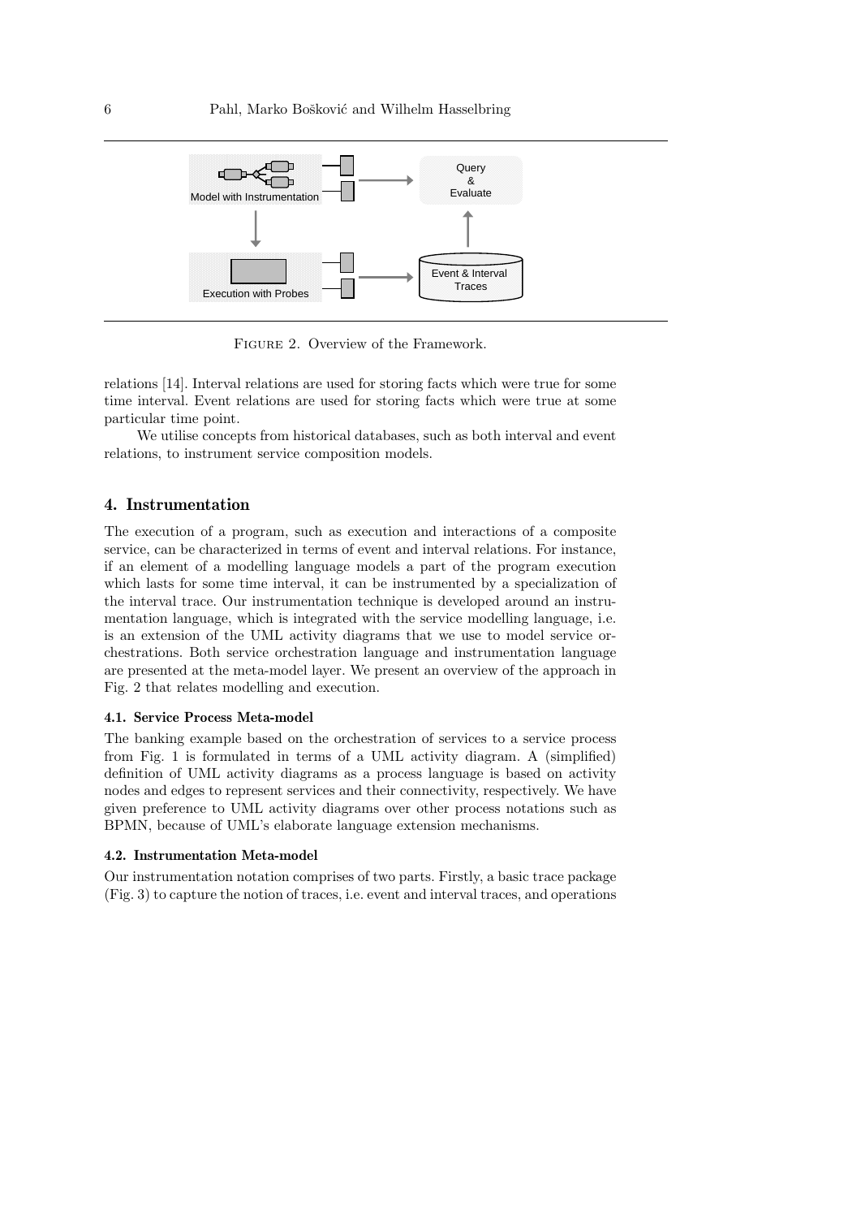Model with Instrumentation

Query & Evaluate

Execution with Probes

Event & Interval Traces

FIGURE 2. Overview of the Framework.

relations [14]. Interval relations are used for storing facts which were true for some time interval. Event relations are used for storing facts which were true at some particular time point.

We utilise concepts from historical databases, such as both interval and event relations, to instrument service composition models.

## 4. Instrumentation

The execution of a program, such as execution and interactions of a composite service, can be characterized in terms of event and interval relations. For instance, if an element of a modelling language models a part of the program execution which lasts for some time interval, it can be instrumented by a specialization of the interval trace. Our instrumentation technique is developed around an instrumentation language, which is integrated with the service modelling language, i.e. is an extension of the UML activity diagrams that we use to model service orchestrations. Both service orchestration language and instrumentation language are presented at the meta-model layer. We present an overview of the approach in Fig. 2 that relates modelling and execution.

### 4.1. Service Process Meta-model

The banking example based on the orchestration of services to a service process from Fig. 1 is formulated in terms of a UML activity diagram. A (simplified) definition of UML activity diagrams as a process language is based on activity nodes and edges to represent services and their connectivity, respectively. We have given preference to UML activity diagrams over other process notations such as BPMN, because of UML's elaborate language extension mechanisms.

### 4.2. Instrumentation Meta-model

Our instrumentation notation comprises of two parts. Firstly, a basic trace package (Fig. 3) to capture the notion of traces, i.e. event and interval traces, and operations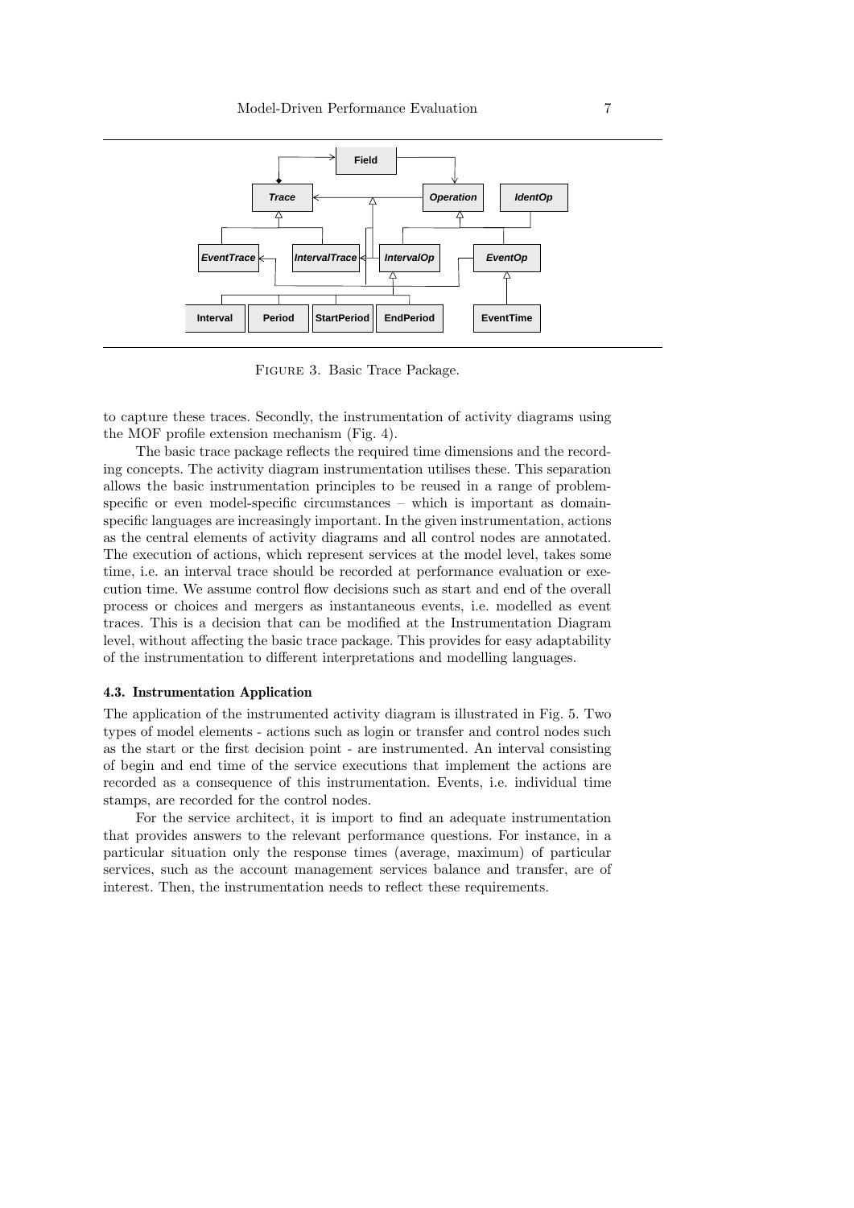Field

Trace

Operation

IdentOp

EventTrace

IntervalTrace

IntervalOp

EventOp

Interval

Period

StartPeriod

EndPeriod

EventTime

FIGURE 3. Basic Trace Package.

to capture these traces. Secondly, the instrumentation of activity diagrams using the MOF profile extension mechanism (Fig. 4).

The basic trace package reflects the required time dimensions and the recording concepts. The activity diagram instrumentation utilises these. This separation allows the basic instrumentation principles to be reused in a range of problem-specific or even model-specific circumstances – which is important as domain-specific languages are increasingly important. In the given instrumentation, actions as the central elements of activity diagrams and all control nodes are annotated. The execution of actions, which represent services at the model level, takes some time, i.e. an interval trace should be recorded at performance evaluation or execution time. We assume control flow decisions such as start and end of the overall process or choices and mergers as instantaneous events, i.e. modelled as event traces. This is a decision that can be modified at the Instrumentation Diagram level, without affecting the basic trace package. This provides for easy adaptability of the instrumentation to different interpretations and modelling languages.

#### 4.3. Instrumentation Application

The application of the instrumented activity diagram is illustrated in Fig. 5. Two types of model elements - actions such as login or transfer and control nodes such as the start or the first decision point - are instrumented. An interval consisting of begin and end time of the service executions that implement the actions are recorded as a consequence of this instrumentation. Events, i.e. individual time stamps, are recorded for the control nodes.

For the service architect, it is import to find an adequate instrumentation that provides answers to the relevant performance questions. For instance, in a particular situation only the response times (average, maximum) of particular services, such as the account management services balance and transfer, are of interest. Then, the instrumentation needs to reflect these requirements.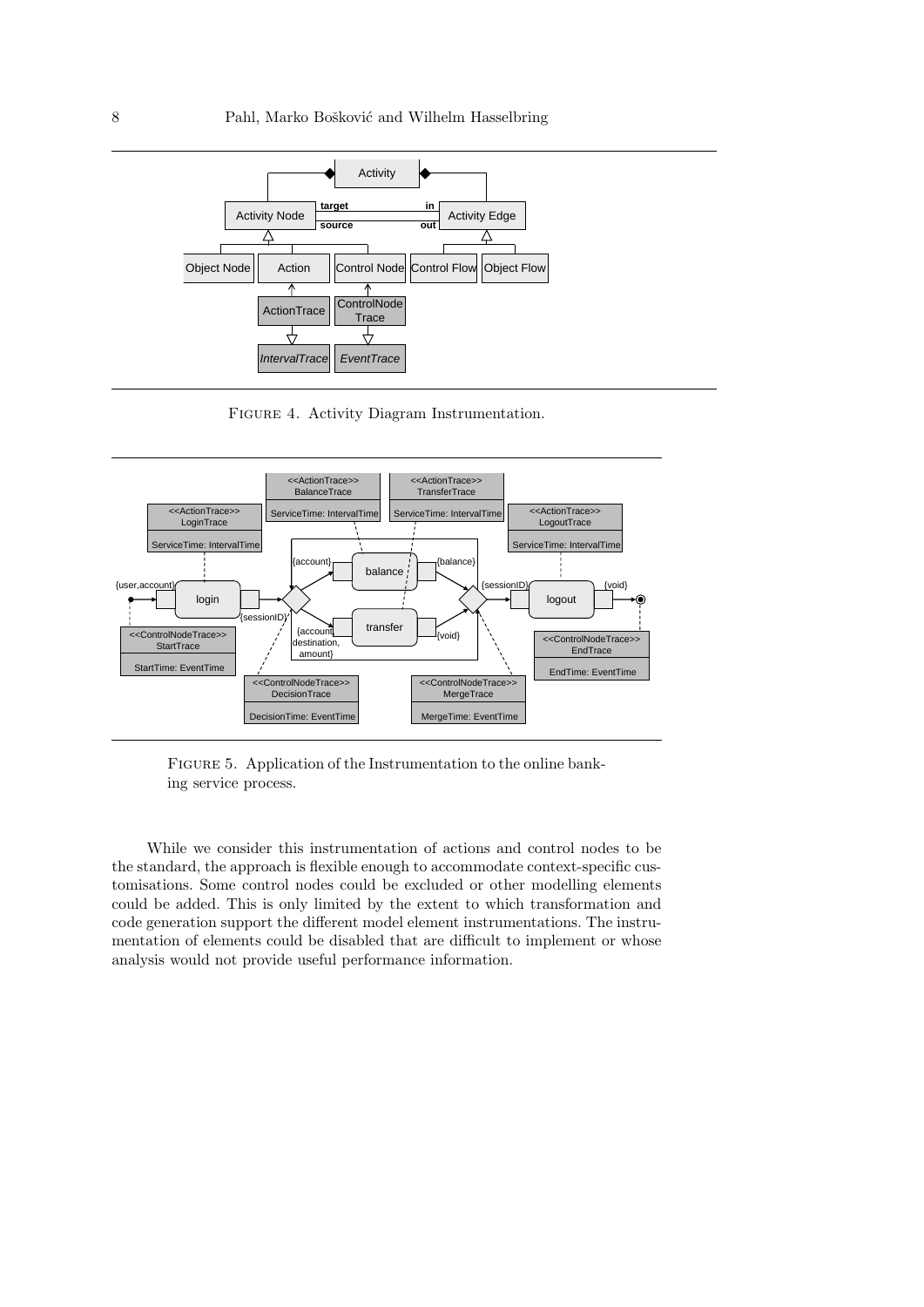FIGURE 4. Activity Diagram Instrumentation.

FIGURE 5. Application of the Instrumentation to the online banking service process.

While we consider this instrumentation of actions and control nodes to be the standard, the approach is flexible enough to accommodate context-specific customisations. Some control nodes could be excluded or other modelling elements could be added. This is only limited by the extent to which transformation and code generation support the different model element instrumentations. The instrumentation of elements could be disabled that are difficult to implement or whose analysis would not provide useful performance information.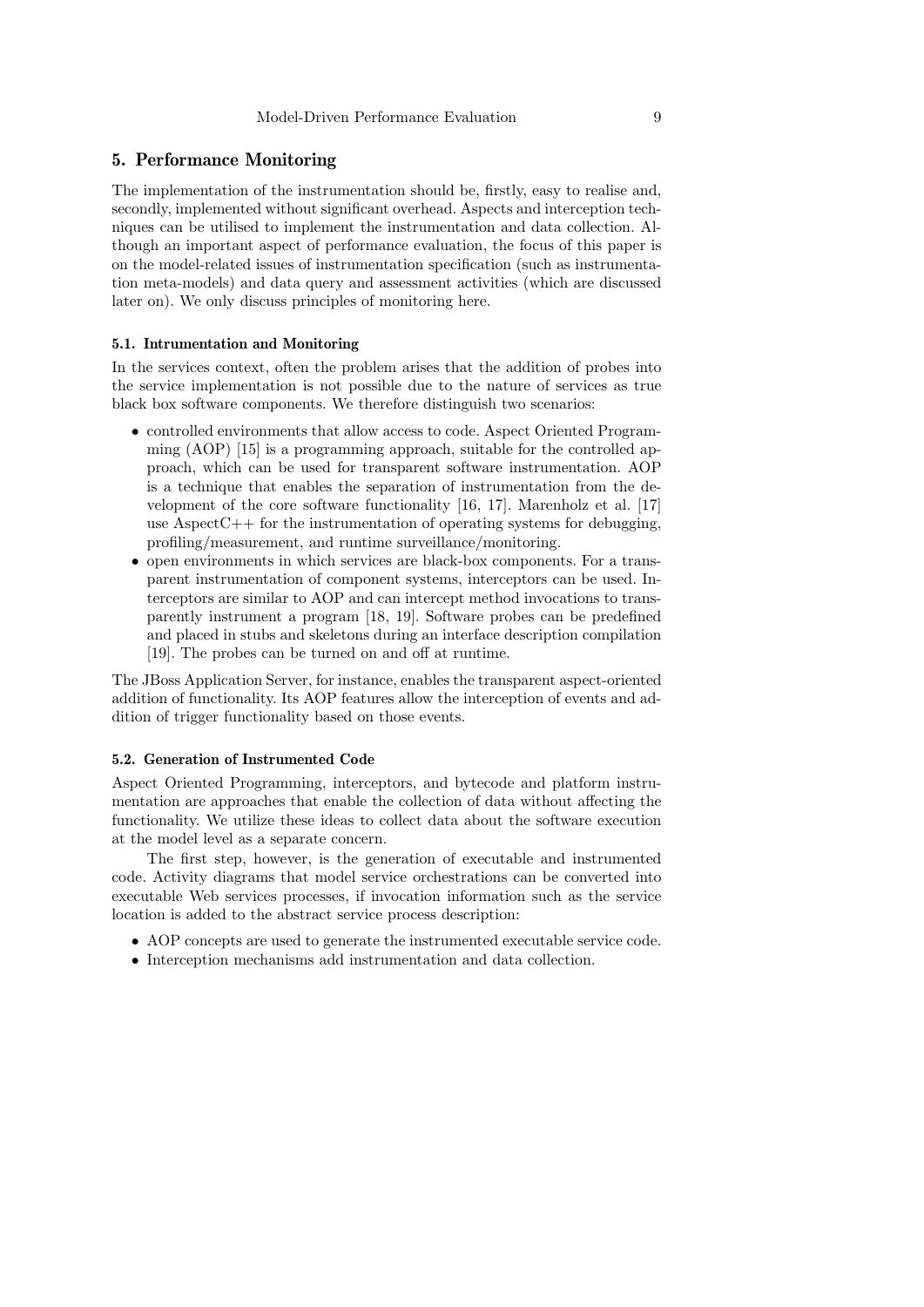## 5. Performance Monitoring

The implementation of the instrumentation should be, firstly, easy to realise and, secondly, implemented without significant overhead. Aspects and interception techniques can be utilised to implement the instrumentation and data collection. Although an important aspect of performance evaluation, the focus of this paper is on the model-related issues of instrumentation specification (such as instrumentation meta-models) and data query and assessment activities (which are discussed later on). We only discuss principles of monitoring here.

### 5.1. Intrumentation and Monitoring

In the services context, often the problem arises that the addition of probes into the service implementation is not possible due to the nature of services as true black box software components. We therefore distinguish two scenarios:

- controlled environments that allow access to code. Aspect Oriented Programming (AOP) [15] is a programming approach, suitable for the controlled approach, which can be used for transparent software instrumentation. AOP is a technique that enables the separation of instrumentation from the development of the core software functionality [16, 17]. Marenholz et al. [17] use AspectC++ for the instrumentation of operating systems for debugging, profiling/measurement, and runtime surveillance/monitoring.
- open environments in which services are black-box components. For a transparent instrumentation of component systems, interceptors can be used. Interceptors are similar to AOP and can intercept method invocations to transparently instrument a program [18, 19]. Software probes can be predefined and placed in stubs and skeletons during an interface description compilation [19]. The probes can be turned on and off at runtime.

The JBoss Application Server, for instance, enables the transparent aspect-oriented addition of functionality. Its AOP features allow the interception of events and addition of trigger functionality based on those events.

### 5.2. Generation of Instrumented Code

Aspect Oriented Programming, interceptors, and bytecode and platform instrumentation are approaches that enable the collection of data without affecting the functionality. We utilize these ideas to collect data about the software execution at the model level as a separate concern.

The first step, however, is the generation of executable and instrumented code. Activity diagrams that model service orchestrations can be converted into executable Web services processes, if invocation information such as the service location is added to the abstract service process description:

- AOP concepts are used to generate the instrumented executable service code.
- Interception mechanisms add instrumentation and data collection.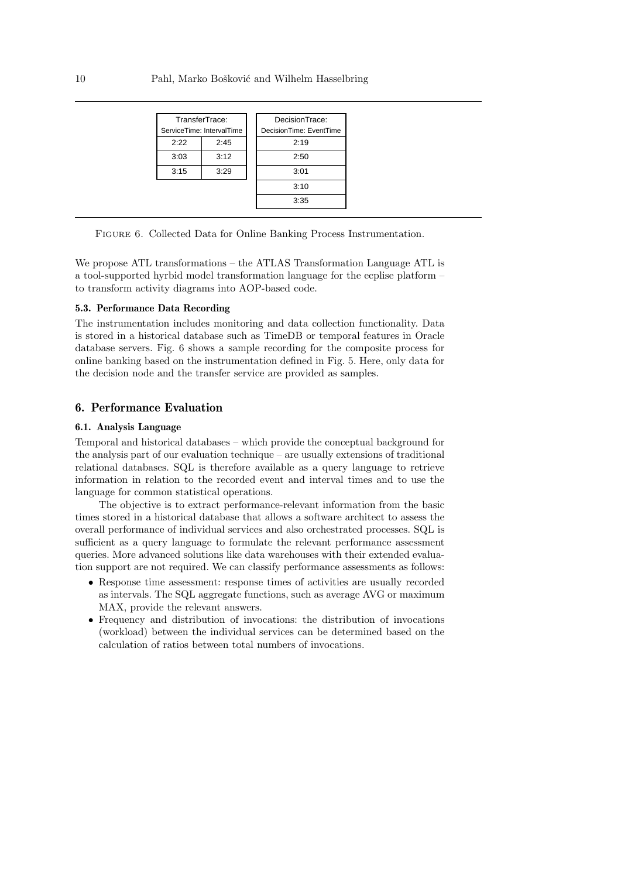| TransferTrace: ServiceTime: IntervalTime | |
|---|---|
| 2:22 | 2:45 |
| 3:03 | 3:12 |
| 3:15 | 3:29 |

| DecisionTrace: DecisionTime: EventTime |
|---|
| 2:19 |
| 2:50 |
| 3:01 |
| 3:10 |
| 3:35 |

Figure 6. Collected Data for Online Banking Process Instrumentation.

We propose ATL transformations – the ATLAS Transformation Language ATL is a tool-supported hyrbid model transformation language for the ecplise platform – to transform activity diagrams into AOP-based code.

### 5.3. Performance Data Recording

The instrumentation includes monitoring and data collection functionality. Data is stored in a historical database such as TimeDB or temporal features in Oracle database servers. Fig. 6 shows a sample recording for the composite process for online banking based on the instrumentation defined in Fig. 5. Here, only data for the decision node and the transfer service are provided as samples.

## 6. Performance Evaluation

### 6.1. Analysis Language

Temporal and historical databases – which provide the conceptual background for the analysis part of our evaluation technique – are usually extensions of traditional relational databases. SQL is therefore available as a query language to retrieve information in relation to the recorded event and interval times and to use the language for common statistical operations.

The objective is to extract performance-relevant information from the basic times stored in a historical database that allows a software architect to assess the overall performance of individual services and also orchestrated processes. SQL is sufficient as a query language to formulate the relevant performance assessment queries. More advanced solutions like data warehouses with their extended evaluation support are not required. We can classify performance assessments as follows:

- Response time assessment: response times of activities are usually recorded as intervals. The SQL aggregate functions, such as average AVG or maximum MAX, provide the relevant answers.
- Frequency and distribution of invocations: the distribution of invocations (workload) between the individual services can be determined based on the calculation of ratios between total numbers of invocations.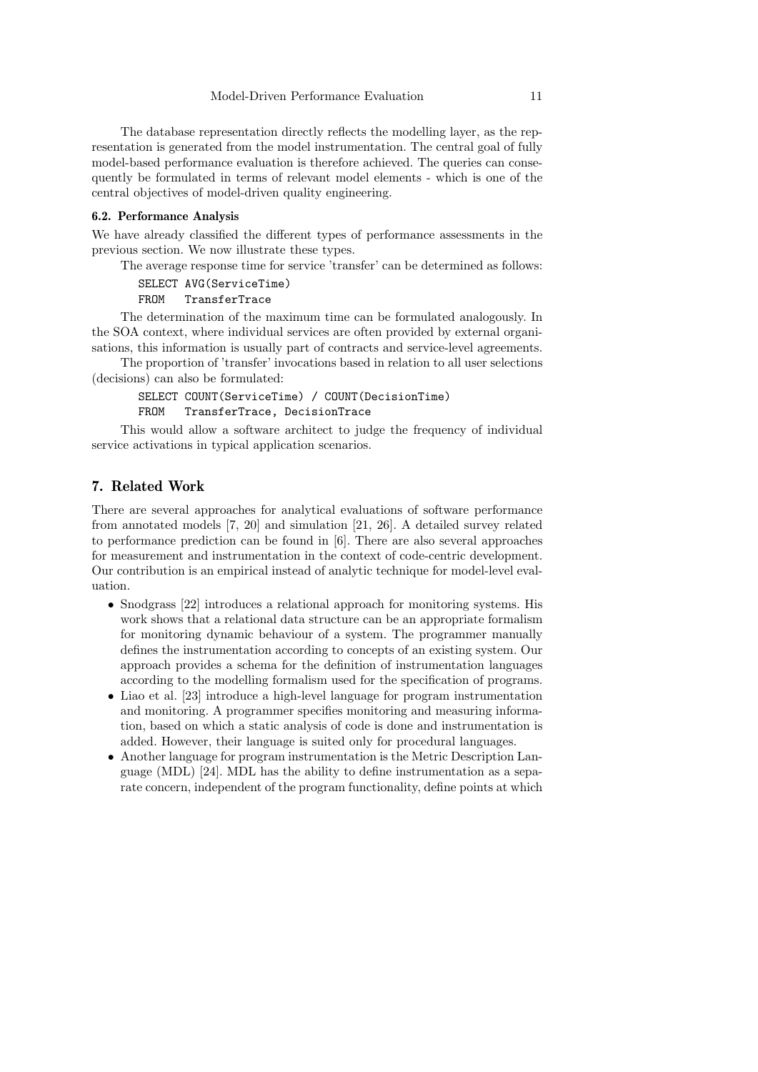The database representation directly reflects the modelling layer, as the representation is generated from the model instrumentation. The central goal of fully model-based performance evaluation is therefore achieved. The queries can consequently be formulated in terms of relevant model elements - which is one of the central objectives of model-driven quality engineering.

### 6.2. Performance Analysis

We have already classified the different types of performance assessments in the previous section. We now illustrate these types.

The average response time for service 'transfer' can be determined as follows:

```
SELECT AVG(ServiceTime)
FROM   TransferTrace
```

The determination of the maximum time can be formulated analogously. In the SOA context, where individual services are often provided by external organisations, this information is usually part of contracts and service-level agreements.

The proportion of 'transfer' invocations based in relation to all user selections (decisions) can also be formulated:

```
SELECT COUNT(ServiceTime) / COUNT(DecisionTime)
FROM   TransferTrace, DecisionTrace
```

This would allow a software architect to judge the frequency of individual service activations in typical application scenarios.

## 7. Related Work

There are several approaches for analytical evaluations of software performance from annotated models [7, 20] and simulation [21, 26]. A detailed survey related to performance prediction can be found in [6]. There are also several approaches for measurement and instrumentation in the context of code-centric development. Our contribution is an empirical instead of analytic technique for model-level evaluation.

- Snodgrass [22] introduces a relational approach for monitoring systems. His work shows that a relational data structure can be an appropriate formalism for monitoring dynamic behaviour of a system. The programmer manually defines the instrumentation according to concepts of an existing system. Our approach provides a schema for the definition of instrumentation languages according to the modelling formalism used for the specification of programs.
- Liao et al. [23] introduce a high-level language for program instrumentation and monitoring. A programmer specifies monitoring and measuring information, based on which a static analysis of code is done and instrumentation is added. However, their language is suited only for procedural languages.
- Another language for program instrumentation is the Metric Description Language (MDL) [24]. MDL has the ability to define instrumentation as a separate concern, independent of the program functionality, define points at which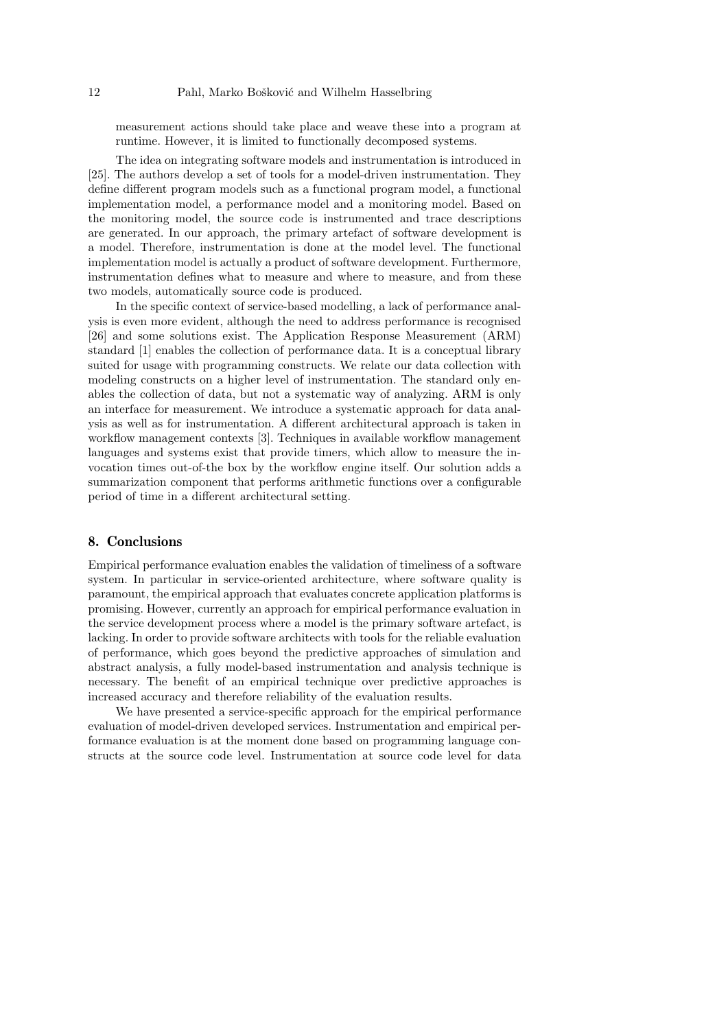measurement actions should take place and weave these into a program at runtime. However, it is limited to functionally decomposed systems.

The idea on integrating software models and instrumentation is introduced in [25]. The authors develop a set of tools for a model-driven instrumentation. They define different program models such as a functional program model, a functional implementation model, a performance model and a monitoring model. Based on the monitoring model, the source code is instrumented and trace descriptions are generated. In our approach, the primary artefact of software development is a model. Therefore, instrumentation is done at the model level. The functional implementation model is actually a product of software development. Furthermore, instrumentation defines what to measure and where to measure, and from these two models, automatically source code is produced.

In the specific context of service-based modelling, a lack of performance analysis is even more evident, although the need to address performance is recognised [26] and some solutions exist. The Application Response Measurement (ARM) standard [1] enables the collection of performance data. It is a conceptual library suited for usage with programming constructs. We relate our data collection with modeling constructs on a higher level of instrumentation. The standard only enables the collection of data, but not a systematic way of analyzing. ARM is only an interface for measurement. We introduce a systematic approach for data analysis as well as for instrumentation. A different architectural approach is taken in workflow management contexts [3]. Techniques in available workflow management languages and systems exist that provide timers, which allow to measure the invocation times out-of-the box by the workflow engine itself. Our solution adds a summarization component that performs arithmetic functions over a configurable period of time in a different architectural setting.

## 8. Conclusions

Empirical performance evaluation enables the validation of timeliness of a software system. In particular in service-oriented architecture, where software quality is paramount, the empirical approach that evaluates concrete application platforms is promising. However, currently an approach for empirical performance evaluation in the service development process where a model is the primary software artefact, is lacking. In order to provide software architects with tools for the reliable evaluation of performance, which goes beyond the predictive approaches of simulation and abstract analysis, a fully model-based instrumentation and analysis technique is necessary. The benefit of an empirical technique over predictive approaches is increased accuracy and therefore reliability of the evaluation results.

We have presented a service-specific approach for the empirical performance evaluation of model-driven developed services. Instrumentation and empirical performance evaluation is at the moment done based on programming language constructs at the source code level. Instrumentation at source code level for data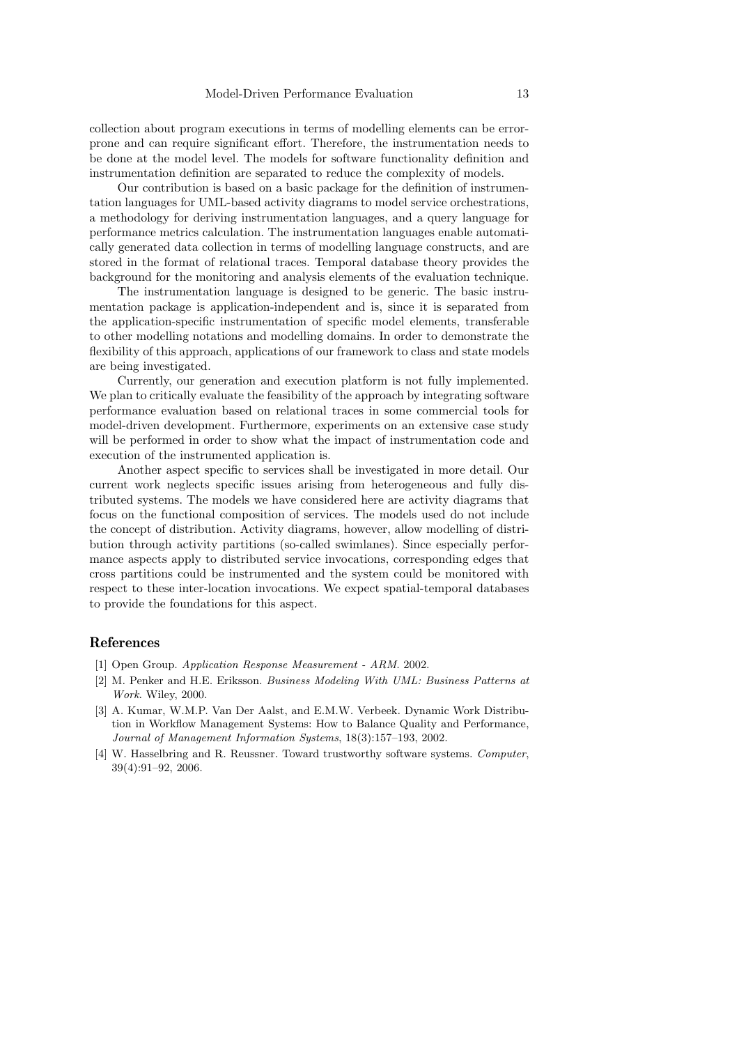collection about program executions in terms of modelling elements can be error-prone and can require significant effort. Therefore, the instrumentation needs to be done at the model level. The models for software functionality definition and instrumentation definition are separated to reduce the complexity of models.

Our contribution is based on a basic package for the definition of instrumentation languages for UML-based activity diagrams to model service orchestrations, a methodology for deriving instrumentation languages, and a query language for performance metrics calculation. The instrumentation languages enable automatically generated data collection in terms of modelling language constructs, and are stored in the format of relational traces. Temporal database theory provides the background for the monitoring and analysis elements of the evaluation technique.

The instrumentation language is designed to be generic. The basic instrumentation package is application-independent and is, since it is separated from the application-specific instrumentation of specific model elements, transferable to other modelling notations and modelling domains. In order to demonstrate the flexibility of this approach, applications of our framework to class and state models are being investigated.

Currently, our generation and execution platform is not fully implemented. We plan to critically evaluate the feasibility of the approach by integrating software performance evaluation based on relational traces in some commercial tools for model-driven development. Furthermore, experiments on an extensive case study will be performed in order to show what the impact of instrumentation code and execution of the instrumented application is.

Another aspect specific to services shall be investigated in more detail. Our current work neglects specific issues arising from heterogeneous and fully distributed systems. The models we have considered here are activity diagrams that focus on the functional composition of services. The models used do not include the concept of distribution. Activity diagrams, however, allow modelling of distribution through activity partitions (so-called swimlanes). Since especially performance aspects apply to distributed service invocations, corresponding edges that cross partitions could be instrumented and the system could be monitored with respect to these inter-location invocations. We expect spatial-temporal databases to provide the foundations for this aspect.

## References

[1] Open Group. *Application Response Measurement - ARM*. 2002.

[2] M. Penker and H.E. Eriksson. *Business Modeling With UML: Business Patterns at Work*. Wiley, 2000.

[3] A. Kumar, W.M.P. Van Der Aalst, and E.M.W. Verbeek. Dynamic Work Distribution in Workflow Management Systems: How to Balance Quality and Performance, *Journal of Management Information Systems*, 18(3):157–193, 2002.

[4] W. Hasselbring and R. Reussner. Toward trustworthy software systems. *Computer*, 39(4):91–92, 2006.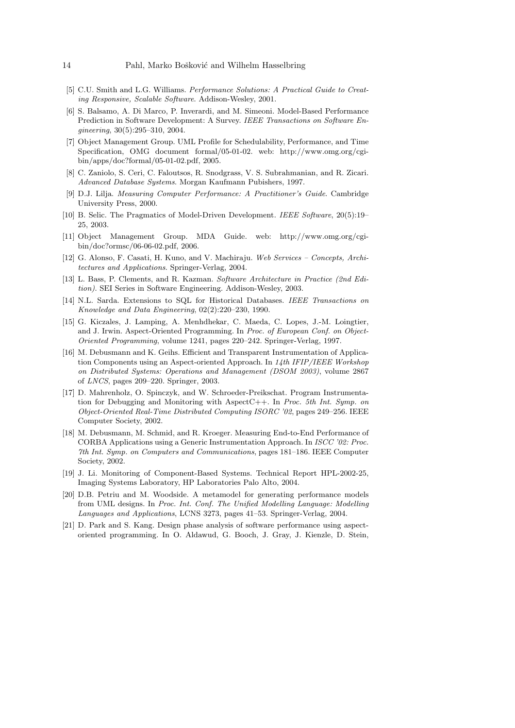- [5] C.U. Smith and L.G. Williams. *Performance Solutions: A Practical Guide to Creating Responsive, Scalable Software*. Addison-Wesley, 2001.
- [6] S. Balsamo, A. Di Marco, P. Inverardi, and M. Simeoni. Model-Based Performance Prediction in Software Development: A Survey. *IEEE Transactions on Software Engineering*, 30(5):295–310, 2004.
- [7] Object Management Group. UML Profile for Schedulability, Performance, and Time Specification, OMG document formal/05-01-02. web: http://www.omg.org/cgi-bin/apps/doc?formal/05-01-02.pdf, 2005.
- [8] C. Zaniolo, S. Ceri, C. Faloutsos, R. Snodgrass, V. S. Subrahmanian, and R. Zicari. *Advanced Database Systems*. Morgan Kaufmann Pubishers, 1997.
- [9] D.J. Lilja. *Measuring Computer Performance: A Practitioner's Guide*. Cambridge University Press, 2000.
- [10] B. Selic. The Pragmatics of Model-Driven Development. *IEEE Software*, 20(5):19–25, 2003.
- [11] Object Management Group. MDA Guide. web: http://www.omg.org/cgi-bin/doc?ormsc/06-06-02.pdf, 2006.
- [12] G. Alonso, F. Casati, H. Kuno, and V. Machiraju. *Web Services – Concepts, Architectures and Applications*. Springer-Verlag, 2004.
- [13] L. Bass, P. Clements, and R. Kazman. *Software Architecture in Practice (2nd Edition)*. SEI Series in Software Engineering. Addison-Wesley, 2003.
- [14] N.L. Sarda. Extensions to SQL for Historical Databases. *IEEE Transactions on Knowledge and Data Engineering*, 02(2):220–230, 1990.
- [15] G. Kiczales, J. Lamping, A. Menhdhekar, C. Maeda, C. Lopes, J.-M. Loingtier, and J. Irwin. Aspect-Oriented Programming. In *Proc. of European Conf. on Object-Oriented Programming*, volume 1241, pages 220–242. Springer-Verlag, 1997.
- [16] M. Debusmann and K. Geihs. Efficient and Transparent Instrumentation of Application Components using an Aspect-oriented Approach. In *14th IFIP/IEEE Workshop on Distributed Systems: Operations and Management (DSOM 2003)*, volume 2867 of *LNCS*, pages 209–220. Springer, 2003.
- [17] D. Mahrenholz, O. Spinczyk, and W. Schroeder-Preikschat. Program Instrumentation for Debugging and Monitoring with AspectC++. In *Proc. 5th Int. Symp. on Object-Oriented Real-Time Distributed Computing ISORC '02*, pages 249–256. IEEE Computer Society, 2002.
- [18] M. Debusmann, M. Schmid, and R. Kroeger. Measuring End-to-End Performance of CORBA Applications using a Generic Instrumentation Approach. In *ISCC '02: Proc. 7th Int. Symp. on Computers and Communications*, pages 181–186. IEEE Computer Society, 2002.
- [19] J. Li. Monitoring of Component-Based Systems. Technical Report HPL-2002-25, Imaging Systems Laboratory, HP Laboratories Palo Alto, 2004.
- [20] D.B. Petriu and M. Woodside. A metamodel for generating performance models from UML designs. In *Proc. Int. Conf. The Unified Modelling Language: Modelling Languages and Applications*, LCNS 3273, pages 41–53. Springer-Verlag, 2004.
- [21] D. Park and S. Kang. Design phase analysis of software performance using aspect-oriented programming. In O. Aldawud, G. Booch, J. Gray, J. Kienzle, D. Stein,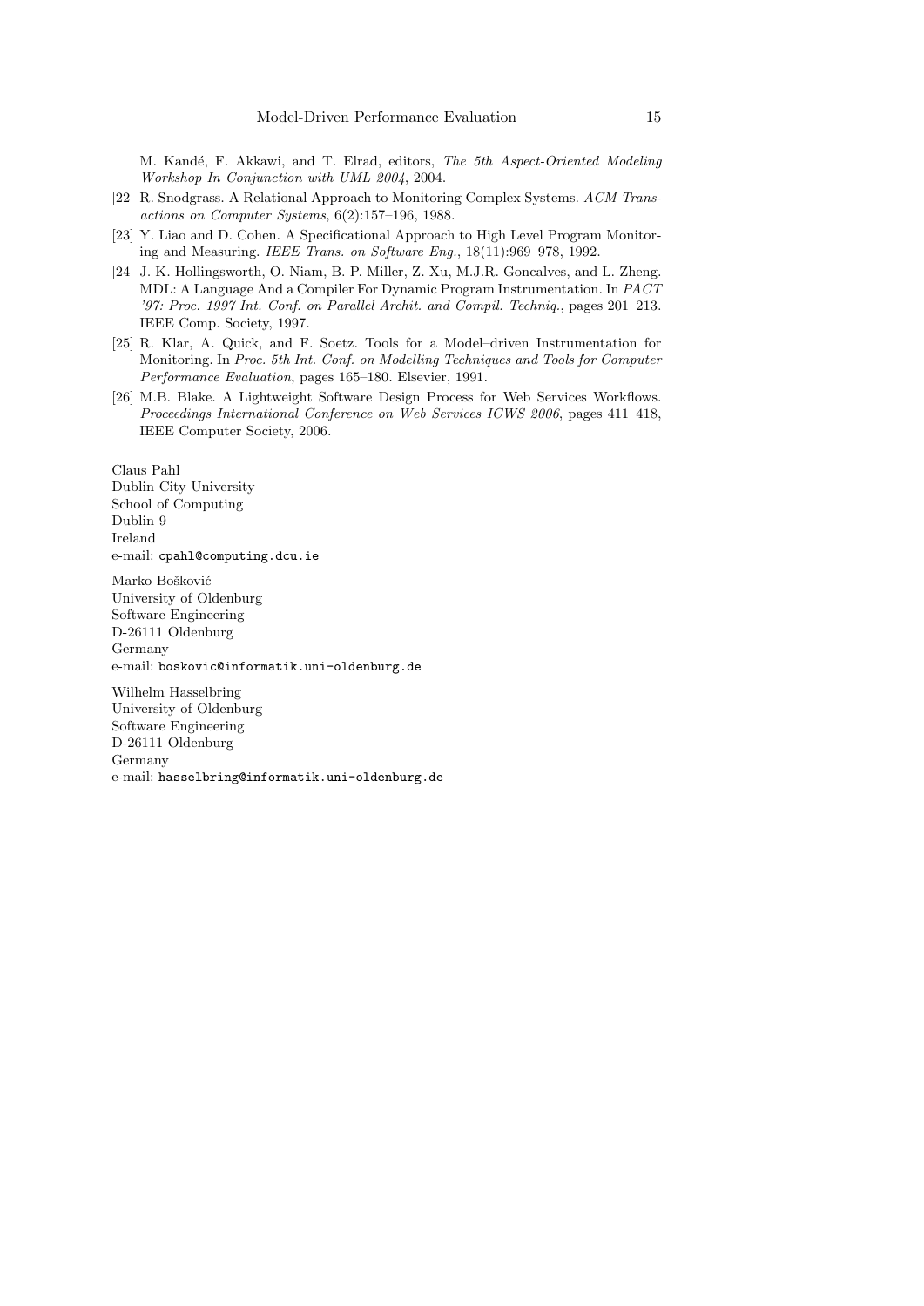M. Kandé, F. Akkawi, and T. Elrad, editors, *The 5th Aspect-Oriented Modeling Workshop In Conjunction with UML 2004*, 2004.

[22] R. Snodgrass. A Relational Approach to Monitoring Complex Systems. *ACM Transactions on Computer Systems*, 6(2):157–196, 1988.

[23] Y. Liao and D. Cohen. A Specificational Approach to High Level Program Monitoring and Measuring. *IEEE Trans. on Software Eng.*, 18(11):969–978, 1992.

[24] J. K. Hollingsworth, O. Niam, B. P. Miller, Z. Xu, M.J.R. Goncalves, and L. Zheng. MDL: A Language And a Compiler For Dynamic Program Instrumentation. In *PACT '97: Proc. 1997 Int. Conf. on Parallel Archit. and Compil. Techniq.*, pages 201–213. IEEE Comp. Society, 1997.

[25] R. Klar, A. Quick, and F. Soetz. Tools for a Model–driven Instrumentation for Monitoring. In *Proc. 5th Int. Conf. on Modelling Techniques and Tools for Computer Performance Evaluation*, pages 165–180. Elsevier, 1991.

[26] M.B. Blake. A Lightweight Software Design Process for Web Services Workflows. *Proceedings International Conference on Web Services ICWS 2006*, pages 411–418, IEEE Computer Society, 2006.

Claus Pahl
Dublin City University
School of Computing
Dublin 9
Ireland
e-mail: `cpahl@computing.dcu.ie`

Marko Bošković
University of Oldenburg
Software Engineering
D-26111 Oldenburg
Germany
e-mail: `boskovic@informatik.uni-oldenburg.de`

Wilhelm Hasselbring
University of Oldenburg
Software Engineering
D-26111 Oldenburg
Germany
e-mail: `hasselbring@informatik.uni-oldenburg.de`